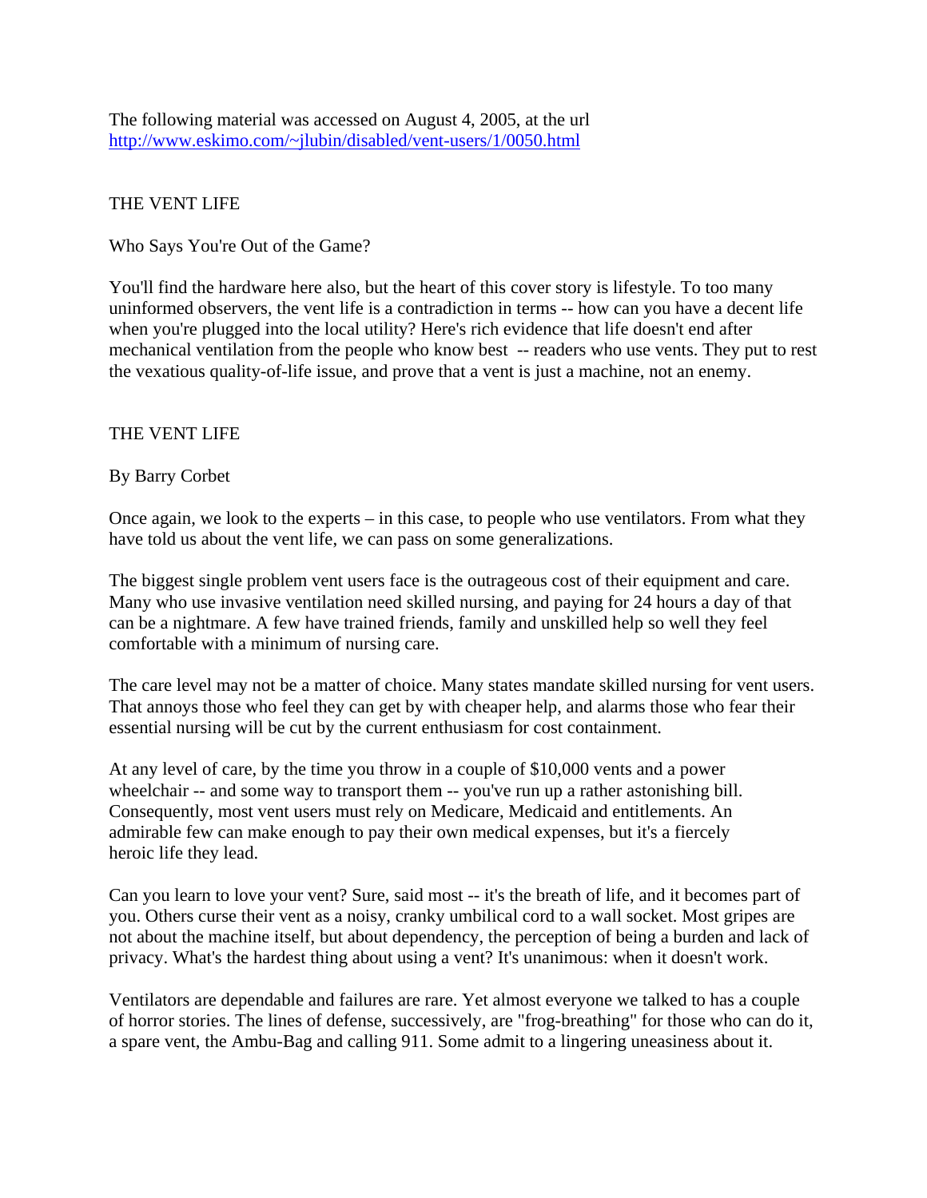The following material was accessed on August 4, 2005, at the url http://www.eskimo.com/~jlubin/disabled/vent-users/1/0050.html

THE VENT LIFE

Who Says You're Out of the Game?

You'll find the hardware here also, but the heart of this cover story is lifestyle. To too many uninformed observers, the vent life is a contradiction in terms -- how can you have a decent life when you're plugged into the local utility? Here's rich evidence that life doesn't end after mechanical ventilation from the people who know best -- readers who use vents. They put to rest the vexatious quality-of-life issue, and prove that a vent is just a machine, not an enemy.

THE VENT LIFE

By Barry Corbet

Once again, we look to the experts – in this case, to people who use ventilators. From what they have told us about the vent life, we can pass on some generalizations.

The biggest single problem vent users face is the outrageous cost of their equipment and care. Many who use invasive ventilation need skilled nursing, and paying for 24 hours a day of that can be a nightmare. A few have trained friends, family and unskilled help so well they feel comfortable with a minimum of nursing care.

The care level may not be a matter of choice. Many states mandate skilled nursing for vent users. That annoys those who feel they can get by with cheaper help, and alarms those who fear their essential nursing will be cut by the current enthusiasm for cost containment.

At any level of care, by the time you throw in a couple of $10,000 vents and a power wheelchair -- and some way to transport them -- you've run up a rather astonishing bill. Consequently, most vent users must rely on Medicare, Medicaid and entitlements. An admirable few can make enough to pay their own medical expenses, but it's a fiercely heroic life they lead.

Can you learn to love your vent? Sure, said most -- it's the breath of life, and it becomes part of you. Others curse their vent as a noisy, cranky umbilical cord to a wall socket. Most gripes are not about the machine itself, but about dependency, the perception of being a burden and lack of privacy. What's the hardest thing about using a vent? It's unanimous: when it doesn't work.

Ventilators are dependable and failures are rare. Yet almost everyone we talked to has a couple of horror stories. The lines of defense, successively, are "frog-breathing" for those who can do it, a spare vent, the Ambu-Bag and calling 911. Some admit to a lingering uneasiness about it.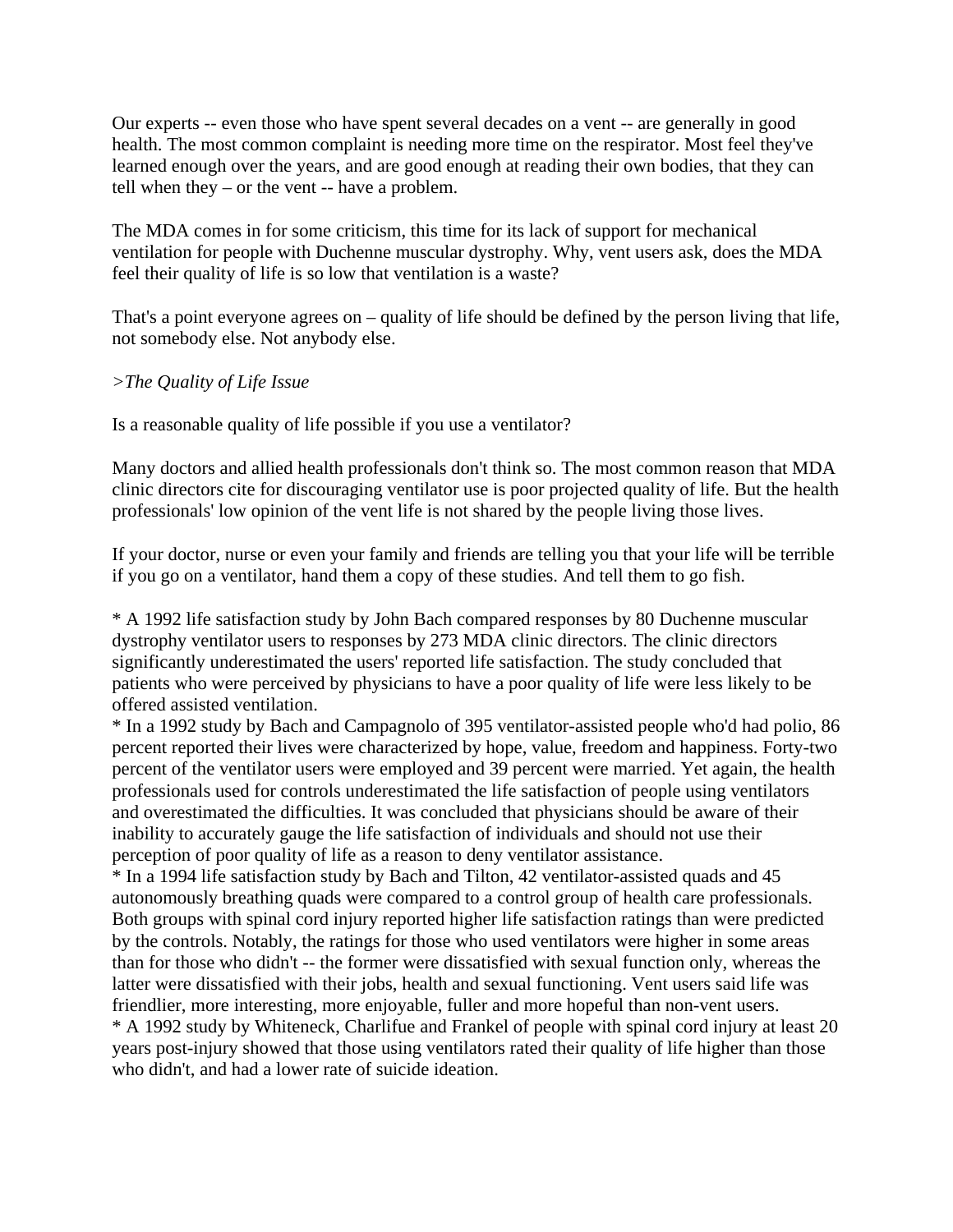Our experts -- even those who have spent several decades on a vent -- are generally in good health. The most common complaint is needing more time on the respirator. Most feel they've learned enough over the years, and are good enough at reading their own bodies, that they can tell when they – or the vent -- have a problem.

The MDA comes in for some criticism, this time for its lack of support for mechanical ventilation for people with Duchenne muscular dystrophy. Why, vent users ask, does the MDA feel their quality of life is so low that ventilation is a waste?

That's a point everyone agrees on – quality of life should be defined by the person living that life, not somebody else. Not anybody else.

*>The Quality of Life Issue*

Is a reasonable quality of life possible if you use a ventilator?

Many doctors and allied health professionals don't think so. The most common reason that MDA clinic directors cite for discouraging ventilator use is poor projected quality of life. But the health professionals' low opinion of the vent life is not shared by the people living those lives.

If your doctor, nurse or even your family and friends are telling you that your life will be terrible if you go on a ventilator, hand them a copy of these studies. And tell them to go fish.

* A 1992 life satisfaction study by John Bach compared responses by 80 Duchenne muscular dystrophy ventilator users to responses by 273 MDA clinic directors. The clinic directors significantly underestimated the users' reported life satisfaction. The study concluded that patients who were perceived by physicians to have a poor quality of life were less likely to be offered assisted ventilation.
* In a 1992 study by Bach and Campagnolo of 395 ventilator-assisted people who'd had polio, 86 percent reported their lives were characterized by hope, value, freedom and happiness. Forty-two percent of the ventilator users were employed and 39 percent were married. Yet again, the health professionals used for controls underestimated the life satisfaction of people using ventilators and overestimated the difficulties. It was concluded that physicians should be aware of their inability to accurately gauge the life satisfaction of individuals and should not use their perception of poor quality of life as a reason to deny ventilator assistance.
* In a 1994 life satisfaction study by Bach and Tilton, 42 ventilator-assisted quads and 45 autonomously breathing quads were compared to a control group of health care professionals. Both groups with spinal cord injury reported higher life satisfaction ratings than were predicted by the controls. Notably, the ratings for those who used ventilators were higher in some areas than for those who didn't -- the former were dissatisfied with sexual function only, whereas the latter were dissatisfied with their jobs, health and sexual functioning. Vent users said life was friendlier, more interesting, more enjoyable, fuller and more hopeful than non-vent users.
* A 1992 study by Whiteneck, Charlifue and Frankel of people with spinal cord injury at least 20 years post-injury showed that those using ventilators rated their quality of life higher than those who didn't, and had a lower rate of suicide ideation.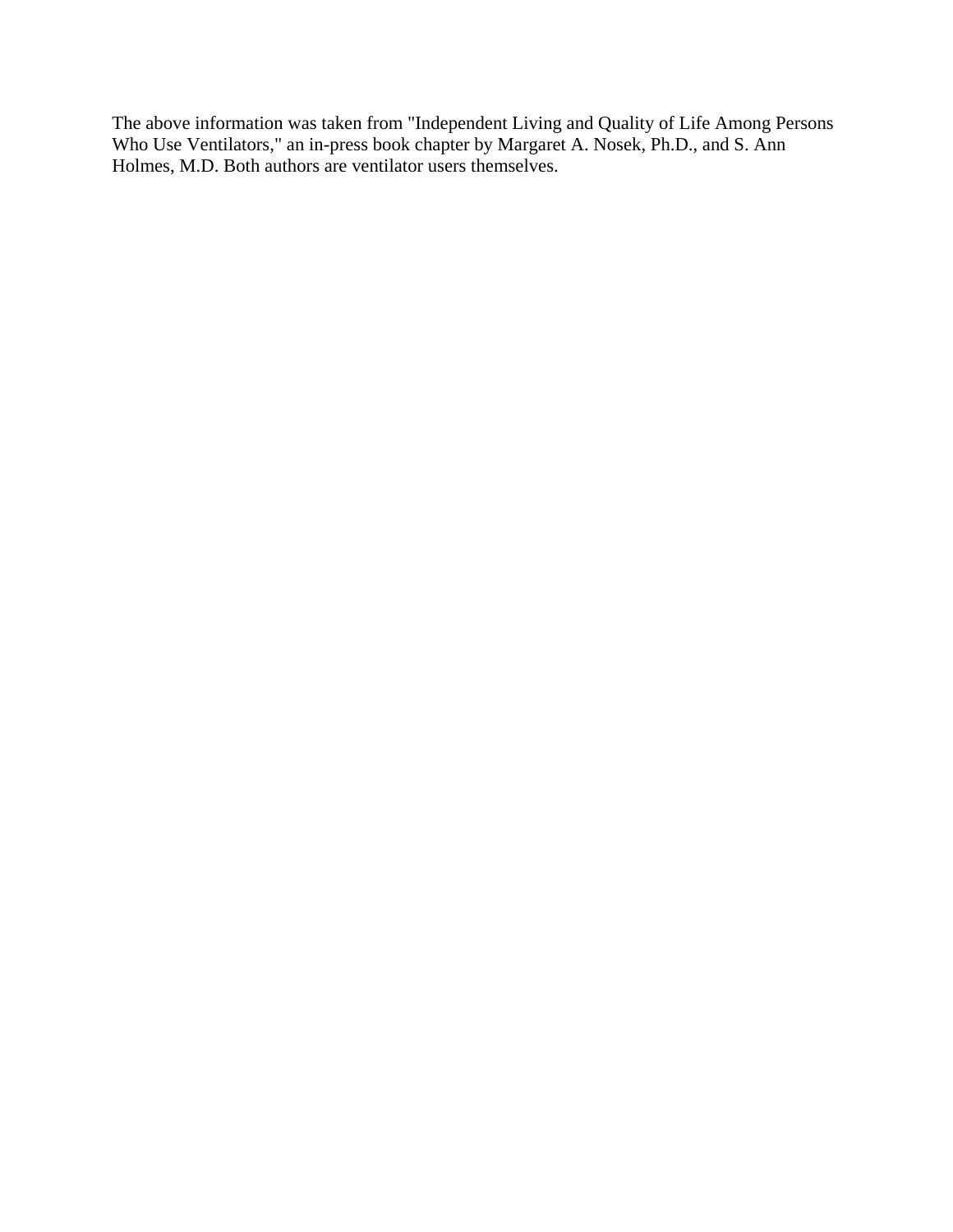The above information was taken from "Independent Living and Quality of Life Among Persons Who Use Ventilators," an in-press book chapter by Margaret A. Nosek, Ph.D., and S. Ann Holmes, M.D. Both authors are ventilator users themselves.